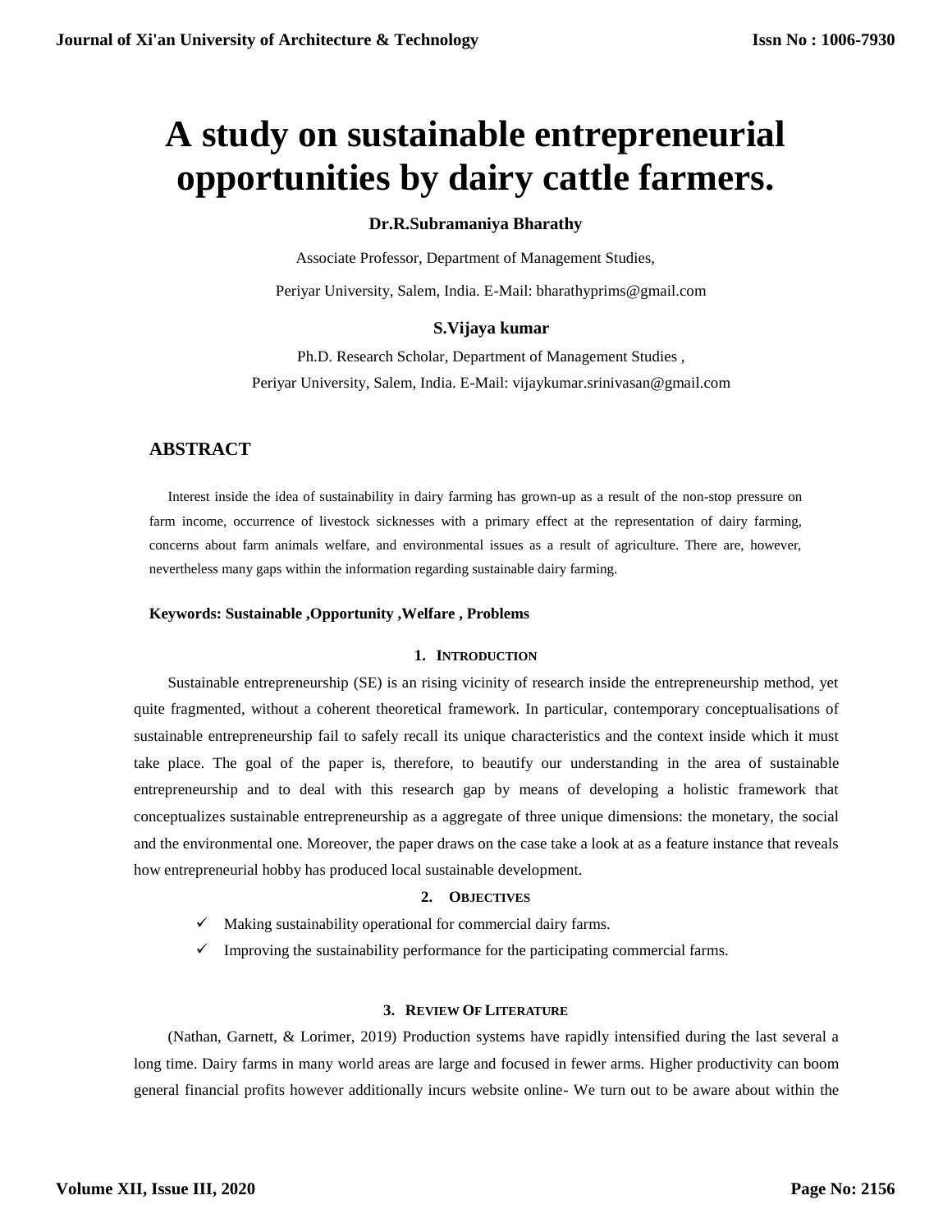# A study on sustainable entrepreneurial opportunities by dairy cattle farmers.

**Dr.R.Subramaniya Bharathy**

Associate Professor, Department of Management Studies,

Periyar University, Salem, India. E-Mail: bharathyprims@gmail.com

**S.Vijaya kumar**

Ph.D. Research Scholar, Department of Management Studies ,

Periyar University, Salem, India. E-Mail: vijaykumar.srinivasan@gmail.com

## ABSTRACT

Interest inside the idea of sustainability in dairy farming has grown-up as a result of the non-stop pressure on farm income, occurrence of livestock sicknesses with a primary effect at the representation of dairy farming, concerns about farm animals welfare, and environmental issues as a result of agriculture. There are, however, nevertheless many gaps within the information regarding sustainable dairy farming.

**Keywords: Sustainable ,Opportunity ,Welfare , Problems**

## 1. Introduction

Sustainable entrepreneurship (SE) is an rising vicinity of research inside the entrepreneurship method, yet quite fragmented, without a coherent theoretical framework. In particular, contemporary conceptualisations of sustainable entrepreneurship fail to safely recall its unique characteristics and the context inside which it must take place. The goal of the paper is, therefore, to beautify our understanding in the area of sustainable entrepreneurship and to deal with this research gap by means of developing a holistic framework that conceptualizes sustainable entrepreneurship as a aggregate of three unique dimensions: the monetary, the social and the environmental one. Moreover, the paper draws on the case take a look at as a feature instance that reveals how entrepreneurial hobby has produced local sustainable development.

## 2. Objectives

- ✓ Making sustainability operational for commercial dairy farms.
- ✓ Improving the sustainability performance for the participating commercial farms.

## 3. Review Of Literature

(Nathan, Garnett, & Lorimer, 2019) Production systems have rapidly intensified during the last several a long time. Dairy farms in many world areas are large and focused in fewer arms. Higher productivity can boom general financial profits however additionally incurs website online- We turn out to be aware about within the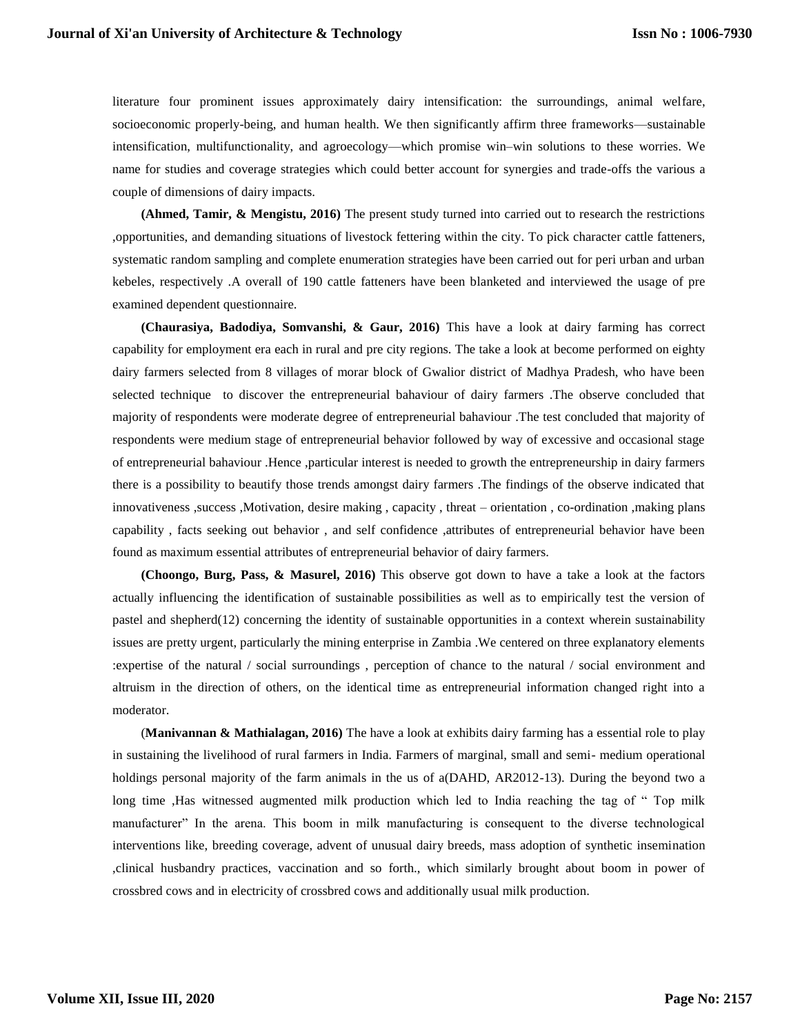literature four prominent issues approximately dairy intensification: the surroundings, animal welfare, socioeconomic properly-being, and human health. We then significantly affirm three frameworks—sustainable intensification, multifunctionality, and agroecology—which promise win–win solutions to these worries. We name for studies and coverage strategies which could better account for synergies and trade-offs the various a couple of dimensions of dairy impacts.

**(Ahmed, Tamir, & Mengistu, 2016)** The present study turned into carried out to research the restrictions ,opportunities, and demanding situations of livestock fettering within the city. To pick character cattle fatteners, systematic random sampling and complete enumeration strategies have been carried out for peri urban and urban kebeles, respectively .A overall of 190 cattle fatteners have been blanketed and interviewed the usage of pre examined dependent questionnaire.

**(Chaurasiya, Badodiya, Somvanshi, & Gaur, 2016)** This have a look at dairy farming has correct capability for employment era each in rural and pre city regions. The take a look at become performed on eighty dairy farmers selected from 8 villages of morar block of Gwalior district of Madhya Pradesh, who have been selected technique to discover the entrepreneurial bahaviour of dairy farmers .The observe concluded that majority of respondents were moderate degree of entrepreneurial bahaviour .The test concluded that majority of respondents were medium stage of entrepreneurial behavior followed by way of excessive and occasional stage of entrepreneurial bahaviour .Hence ,particular interest is needed to growth the entrepreneurship in dairy farmers there is a possibility to beautify those trends amongst dairy farmers .The findings of the observe indicated that innovativeness ,success ,Motivation, desire making , capacity , threat – orientation , co-ordination ,making plans capability , facts seeking out behavior , and self confidence ,attributes of entrepreneurial behavior have been found as maximum essential attributes of entrepreneurial behavior of dairy farmers.

**(Choongo, Burg, Pass, & Masurel, 2016)** This observe got down to have a take a look at the factors actually influencing the identification of sustainable possibilities as well as to empirically test the version of pastel and shepherd(12) concerning the identity of sustainable opportunities in a context wherein sustainability issues are pretty urgent, particularly the mining enterprise in Zambia .We centered on three explanatory elements :expertise of the natural / social surroundings , perception of chance to the natural / social environment and altruism in the direction of others, on the identical time as entrepreneurial information changed right into a moderator.

(**Manivannan & Mathialagan, 2016)** The have a look at exhibits dairy farming has a essential role to play in sustaining the livelihood of rural farmers in India. Farmers of marginal, small and semi- medium operational holdings personal majority of the farm animals in the us of a(DAHD, AR2012-13). During the beyond two a long time ,Has witnessed augmented milk production which led to India reaching the tag of " Top milk manufacturer" In the arena. This boom in milk manufacturing is consequent to the diverse technological interventions like, breeding coverage, advent of unusual dairy breeds, mass adoption of synthetic insemination ,clinical husbandry practices, vaccination and so forth., which similarly brought about boom in power of crossbred cows and in electricity of crossbred cows and additionally usual milk production.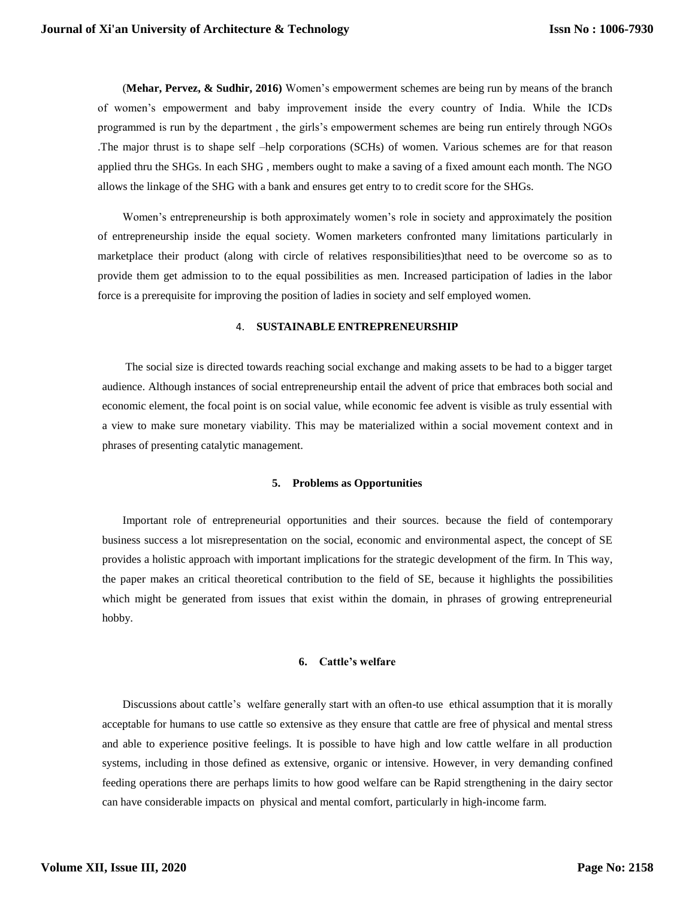(**Mehar, Pervez, & Sudhir, 2016)** Women's empowerment schemes are being run by means of the branch of women's empowerment and baby improvement inside the every country of India. While the ICDs programmed is run by the department , the girls's empowerment schemes are being run entirely through NGOs .The major thrust is to shape self –help corporations (SCHs) of women. Various schemes are for that reason applied thru the SHGs. In each SHG , members ought to make a saving of a fixed amount each month. The NGO allows the linkage of the SHG with a bank and ensures get entry to to credit score for the SHGs.

Women's entrepreneurship is both approximately women's role in society and approximately the position of entrepreneurship inside the equal society. Women marketers confronted many limitations particularly in marketplace their product (along with circle of relatives responsibilities)that need to be overcome so as to provide them get admission to to the equal possibilities as men. Increased participation of ladies in the labor force is a prerequisite for improving the position of ladies in society and self employed women.

## 4. SUSTAINABLE ENTREPRENEURSHIP

The social size is directed towards reaching social exchange and making assets to be had to a bigger target audience. Although instances of social entrepreneurship entail the advent of price that embraces both social and economic element, the focal point is on social value, while economic fee advent is visible as truly essential with a view to make sure monetary viability. This may be materialized within a social movement context and in phrases of presenting catalytic management.

## 5. Problems as Opportunities

Important role of entrepreneurial opportunities and their sources. because the field of contemporary business success a lot misrepresentation on the social, economic and environmental aspect, the concept of SE provides a holistic approach with important implications for the strategic development of the firm. In This way, the paper makes an critical theoretical contribution to the field of SE, because it highlights the possibilities which might be generated from issues that exist within the domain, in phrases of growing entrepreneurial hobby.

## 6. Cattle's welfare

Discussions about cattle's welfare generally start with an often-to use ethical assumption that it is morally acceptable for humans to use cattle so extensive as they ensure that cattle are free of physical and mental stress and able to experience positive feelings. It is possible to have high and low cattle welfare in all production systems, including in those defined as extensive, organic or intensive. However, in very demanding confined feeding operations there are perhaps limits to how good welfare can be Rapid strengthening in the dairy sector can have considerable impacts on physical and mental comfort, particularly in high-income farm.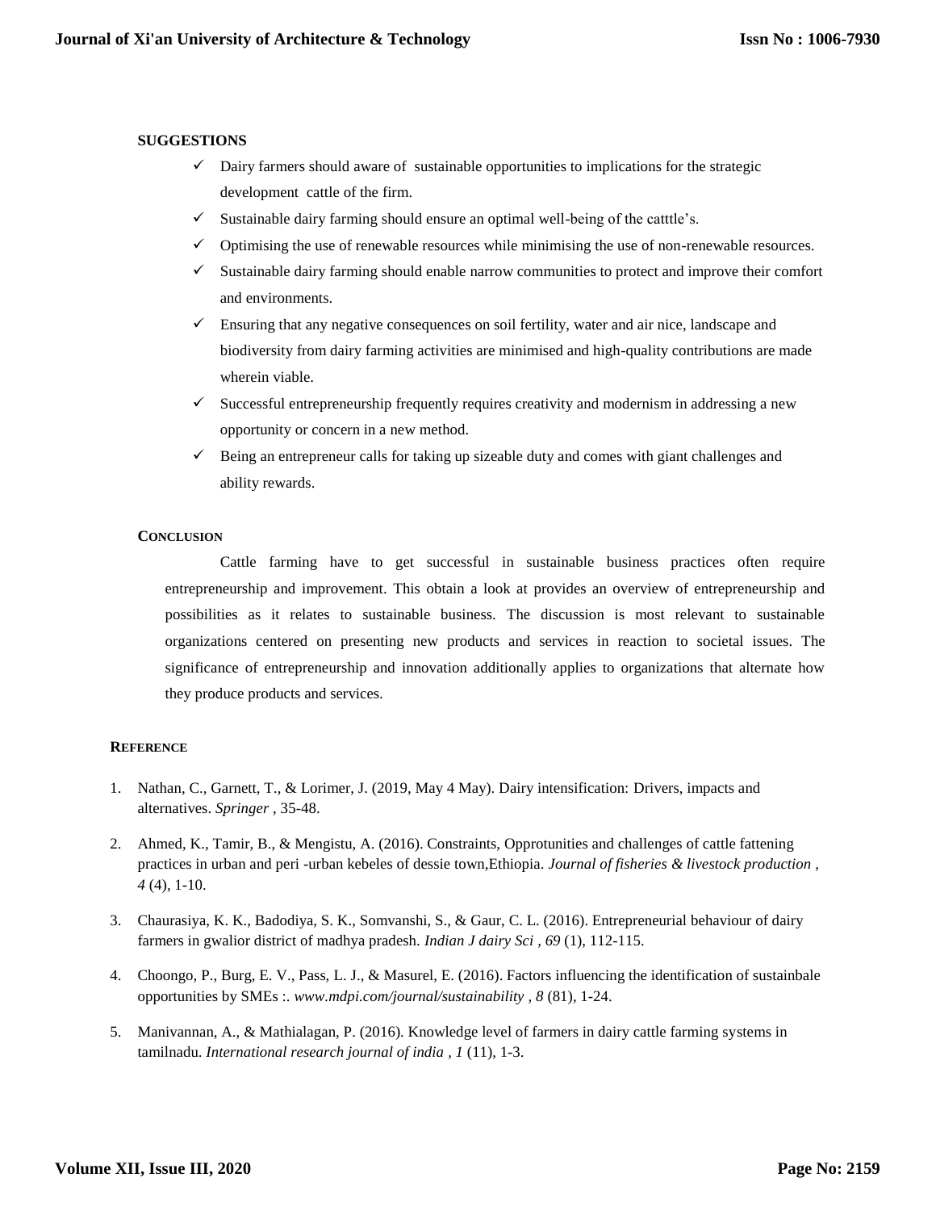**SUGGESTIONS**

- ✓ Dairy farmers should aware of sustainable opportunities to implications for the strategic development cattle of the firm.
- ✓ Sustainable dairy farming should ensure an optimal well-being of the catttle's.
- ✓ Optimising the use of renewable resources while minimising the use of non-renewable resources.
- ✓ Sustainable dairy farming should enable narrow communities to protect and improve their comfort and environments.
- ✓ Ensuring that any negative consequences on soil fertility, water and air nice, landscape and biodiversity from dairy farming activities are minimised and high-quality contributions are made wherein viable.
- ✓ Successful entrepreneurship frequently requires creativity and modernism in addressing a new opportunity or concern in a new method.
- ✓ Being an entrepreneur calls for taking up sizeable duty and comes with giant challenges and ability rewards.

**CONCLUSION**

Cattle farming have to get successful in sustainable business practices often require entrepreneurship and improvement. This obtain a look at provides an overview of entrepreneurship and possibilities as it relates to sustainable business. The discussion is most relevant to sustainable organizations centered on presenting new products and services in reaction to societal issues. The significance of entrepreneurship and innovation additionally applies to organizations that alternate how they produce products and services.

**REFERENCE**

1. Nathan, C., Garnett, T., & Lorimer, J. (2019, May 4 May). Dairy intensification: Drivers, impacts and alternatives. *Springer* , 35-48.
2. Ahmed, K., Tamir, B., & Mengistu, A. (2016). Constraints, Opprotunities and challenges of cattle fattening practices in urban and peri -urban kebeles of dessie town,Ethiopia. *Journal of fisheries & livestock production , 4* (4), 1-10.
3. Chaurasiya, K. K., Badodiya, S. K., Somvanshi, S., & Gaur, C. L. (2016). Entrepreneurial behaviour of dairy farmers in gwalior district of madhya pradesh. *Indian J dairy Sci , 69* (1), 112-115.
4. Choongo, P., Burg, E. V., Pass, L. J., & Masurel, E. (2016). Factors influencing the identification of sustainbale opportunities by SMEs :. *www.mdpi.com/journal/sustainability , 8* (81), 1-24.
5. Manivannan, A., & Mathialagan, P. (2016). Knowledge level of farmers in dairy cattle farming systems in tamilnadu. *International research journal of india , 1* (11), 1-3.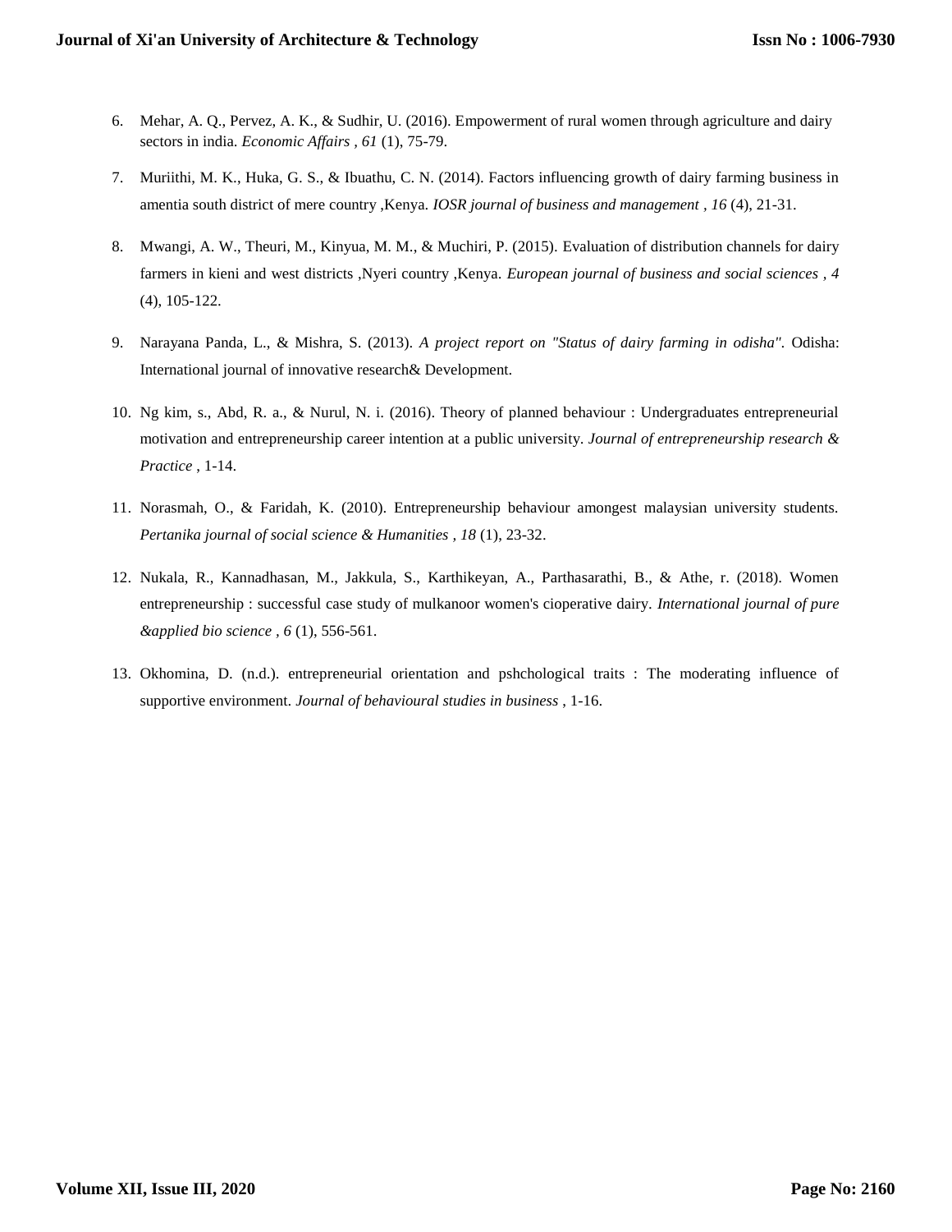6. Mehar, A. Q., Pervez, A. K., & Sudhir, U. (2016). Empowerment of rural women through agriculture and dairy sectors in india. *Economic Affairs , 61* (1), 75-79.

7. Muriithi, M. K., Huka, G. S., & Ibuathu, C. N. (2014). Factors influencing growth of dairy farming business in amentia south district of mere country ,Kenya. *IOSR journal of business and management , 16* (4), 21-31.

8. Mwangi, A. W., Theuri, M., Kinyua, M. M., & Muchiri, P. (2015). Evaluation of distribution channels for dairy farmers in kieni and west districts ,Nyeri country ,Kenya. *European journal of business and social sciences , 4* (4), 105-122.

9. Narayana Panda, L., & Mishra, S. (2013). *A project report on "Status of dairy farming in odisha"*. Odisha: International journal of innovative research& Development.

10. Ng kim, s., Abd, R. a., & Nurul, N. i. (2016). Theory of planned behaviour : Undergraduates entrepreneurial motivation and entrepreneurship career intention at a public university. *Journal of entrepreneurship research & Practice* , 1-14.

11. Norasmah, O., & Faridah, K. (2010). Entrepreneurship behaviour amongest malaysian university students. *Pertanika journal of social science & Humanities , 18* (1), 23-32.

12. Nukala, R., Kannadhasan, M., Jakkula, S., Karthikeyan, A., Parthasarathi, B., & Athe, r. (2018). Women entrepreneurship : successful case study of mulkanoor women's cioperative dairy. *International journal of pure &applied bio science , 6* (1), 556-561.

13. Okhomina, D. (n.d.). entrepreneurial orientation and pshchological traits : The moderating influence of supportive environment. *Journal of behavioural studies in business* , 1-16.